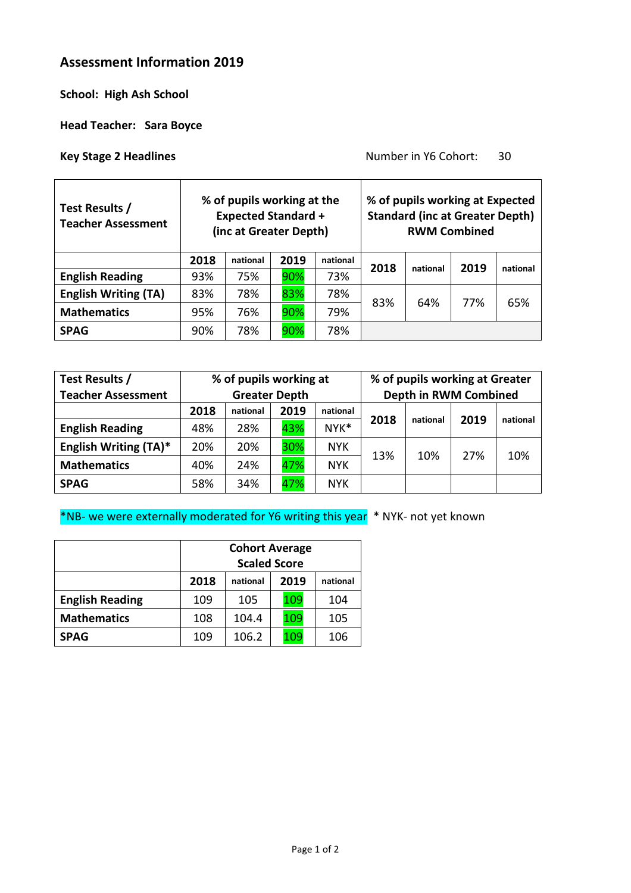## Assessment Information 2019

**School: High Ash School**

**Head Teacher: Sara Boyce**

**Key Stage 2 Headlines**

Number in Y6 Cohort: 30

| Test Results / Teacher Assessment | % of pupils working at the Expected Standard + (inc at Greater Depth) | | | | % of pupils working at Expected Standard (inc at Greater Depth) RWM Combined | | | |
|---|---|---|---|---|---|---|---|---|
| | 2018 | national | 2019 | national | 2018 | national | 2019 | national |
| English Reading | 93% | 75% | 90% | 73% | | | | |
| English Writing (TA) | 83% | 78% | 83% | 78% | 83% | 64% | 77% | 65% |
| Mathematics | 95% | 76% | 90% | 79% | | | | |
| SPAG | 90% | 78% | 90% | 78% | | | | |

| Test Results / Teacher Assessment | % of pupils working at Greater Depth | | | | % of pupils working at Greater Depth in RWM Combined | | | |
|---|---|---|---|---|---|---|---|---|
| | 2018 | national | 2019 | national | 2018 | national | 2019 | national |
| English Reading | 48% | 28% | 43% | NYK* | | | | |
| English Writing (TA)* | 20% | 20% | 30% | NYK | 13% | 10% | 27% | 10% |
| Mathematics | 40% | 24% | 47% | NYK | | | | |
| SPAG | 58% | 34% | 47% | NYK | | | | |

*NB- we were externally moderated for Y6 writing this year * NYK- not yet known

| | Cohort Average Scaled Score | | | |
|---|---|---|---|---|
| | 2018 | national | 2019 | national |
| English Reading | 109 | 105 | 109 | 104 |
| Mathematics | 108 | 104.4 | 109 | 105 |
| SPAG | 109 | 106.2 | 109 | 106 |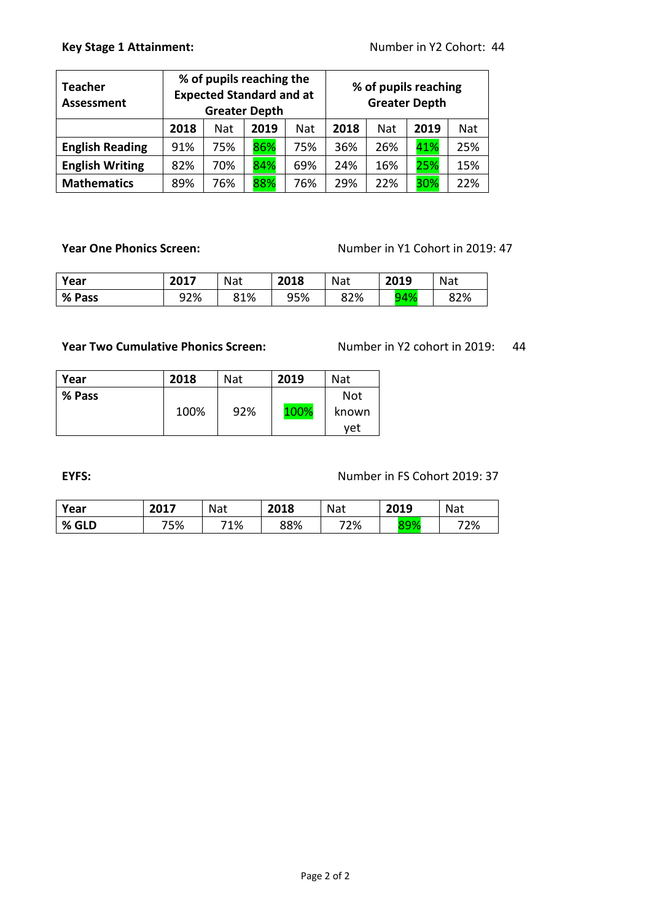**Key Stage 1 Attainment:** Number in Y2 Cohort: 44

| Teacher Assessment | % of pupils reaching the Expected Standard and at Greater Depth | | | | % of pupils reaching Greater Depth | | | |
|---|---|---|---|---|---|---|---|---|
| | 2018 | Nat | 2019 | Nat | 2018 | Nat | 2019 | Nat |
| English Reading | 91% | 75% | 86% | 75% | 36% | 26% | 41% | 25% |
| English Writing | 82% | 70% | 84% | 69% | 24% | 16% | 25% | 15% |
| Mathematics | 89% | 76% | 88% | 76% | 29% | 22% | 30% | 22% |

**Year One Phonics Screen:** Number in Y1 Cohort in 2019: 47

| Year | 2017 | Nat | 2018 | Nat | 2019 | Nat |
|---|---|---|---|---|---|---|
| % Pass | 92% | 81% | 95% | 82% | 94% | 82% |

**Year Two Cumulative Phonics Screen:** Number in Y2 cohort in 2019: 44

| Year | 2018 | Nat | 2019 | Nat |
|---|---|---|---|---|
| % Pass | 100% | 92% | 100% | Not known yet |

**EYFS:** Number in FS Cohort 2019: 37

| Year | 2017 | Nat | 2018 | Nat | 2019 | Nat |
|---|---|---|---|---|---|---|
| % GLD | 75% | 71% | 88% | 72% | 89% | 72% |